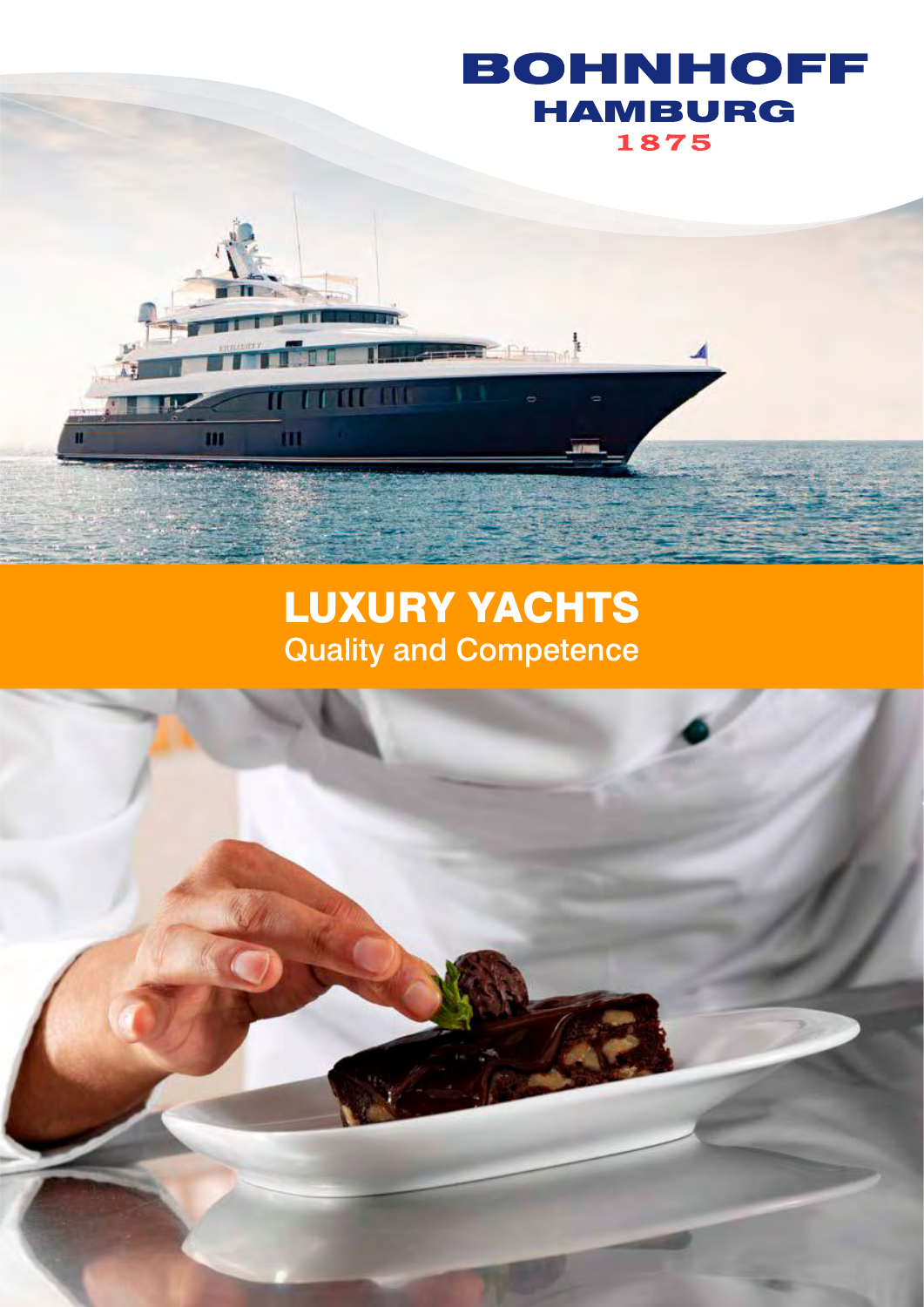BOHNHOFF
HAMBURG
1875

# LUXURY YACHTS

## Quality and Competence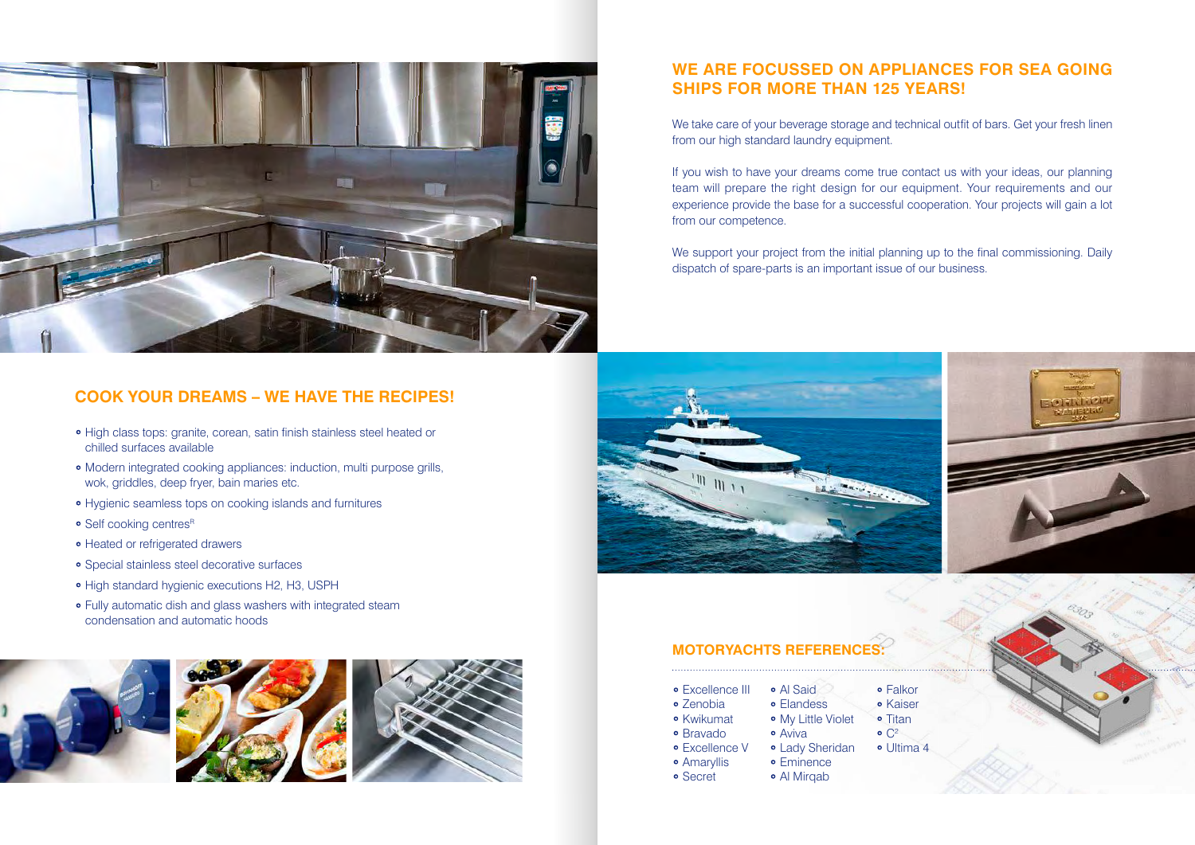## COOK YOUR DREAMS – WE HAVE THE RECIPES!

- High class tops: granite, corean, satin finish stainless steel heated or chilled surfaces available
- Modern integrated cooking appliances: induction, multi purpose grills, wok, griddles, deep fryer, bain maries etc.
- Hygienic seamless tops on cooking islands and furnitures
- Self cooking centres[R]
- Heated or refrigerated drawers
- Special stainless steel decorative surfaces
- High standard hygienic executions H2, H3, USPH
- Fully automatic dish and glass washers with integrated steam condensation and automatic hoods

## WE ARE FOCUSSED ON APPLIANCES FOR SEA GOING SHIPS FOR MORE THAN 125 YEARS!

We take care of your beverage storage and technical outfit of bars. Get your fresh linen from our high standard laundry equipment.

If you wish to have your dreams come true contact us with your ideas, our planning team will prepare the right design for our equipment. Your requirements and our experience provide the base for a successful cooperation. Your projects will gain a lot from our competence.

We support your project from the initial planning up to the final commissioning. Daily dispatch of spare-parts is an important issue of our business.

## MOTORYACHTS REFERENCES:

- Excellence III
- Zenobia
- Kwikumat
- Bravado
- Excellence V
- Amaryllis
- Secret
- Al Said
- Elandess
- My Little Violet
- Aviva
- Lady Sheridan
- Eminence
- Al Mirqab
- Falkor
- Kaiser
- Titan
- $C^2$
- Ultima 4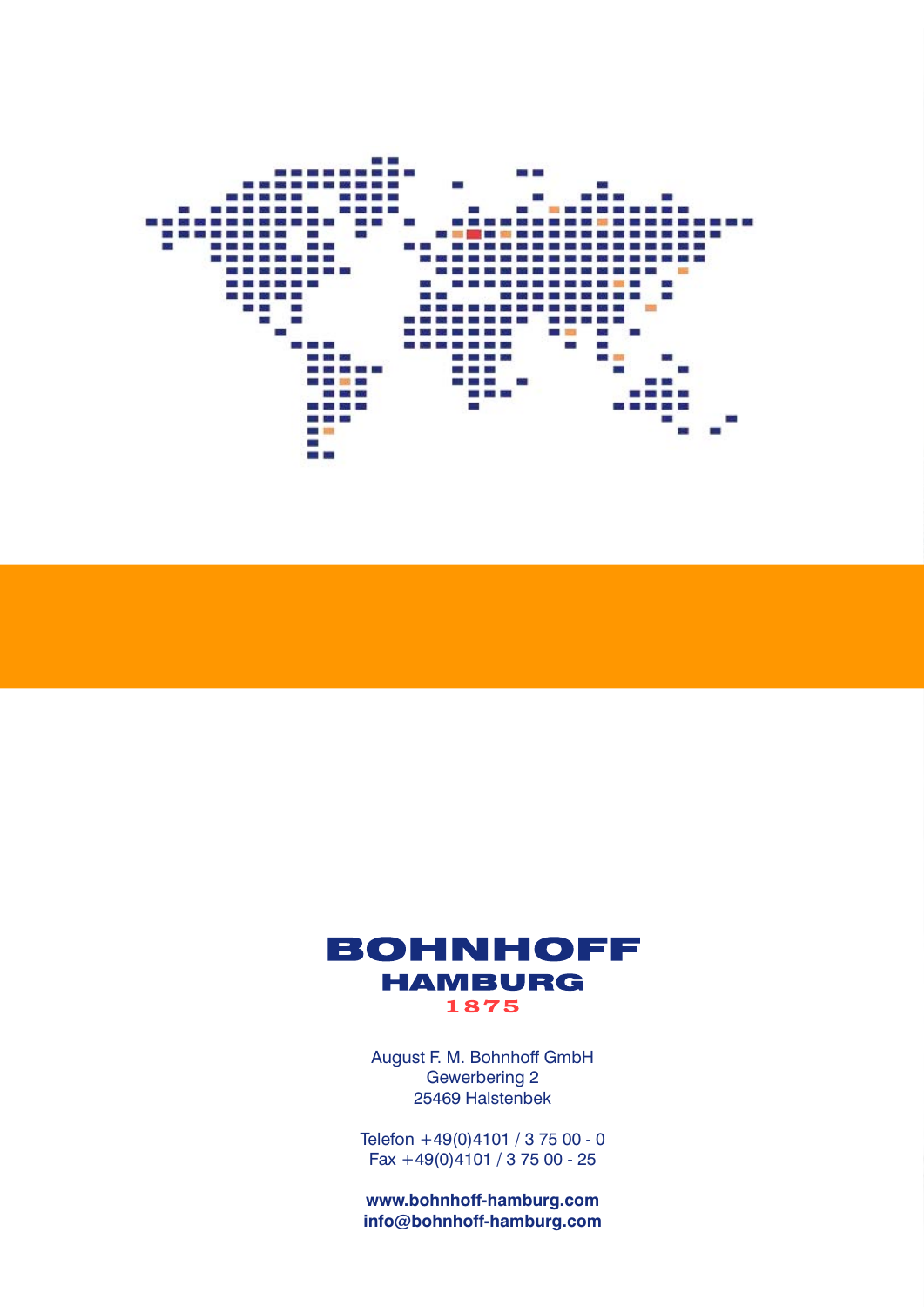**BOHNHOFF**
**HAMBURG**
**1875**

August F. M. Bohnhoff GmbH
Gewerbering 2
25469 Halstenbek

Telefon +49(0)4101 / 3 75 00 - 0
Fax +49(0)4101 / 3 75 00 - 25

**www.bohnhoff-hamburg.com**
**info@bohnhoff-hamburg.com**